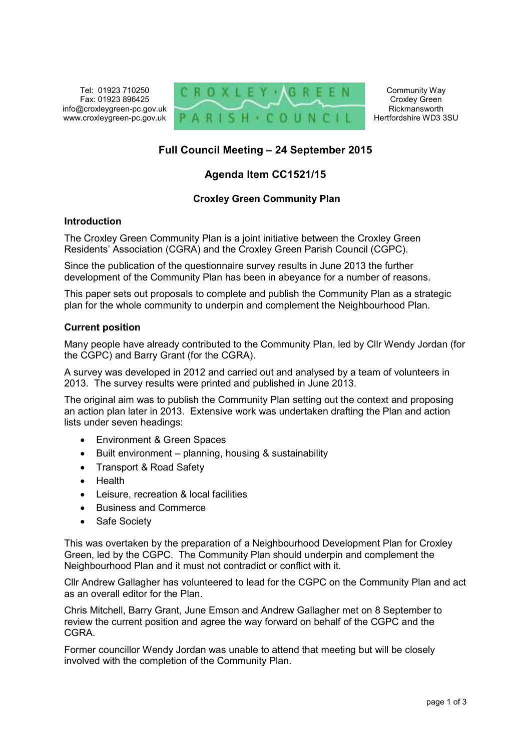Tel: 01923 710250
Fax: 01923 896425
info@croxleygreen-pc.gov.uk
www.croxleygreen-pc.gov.uk

CROXLEY GREEN PARISH COUNCIL

Community Way
Croxley Green
Rickmansworth
Hertfordshire WD3 3SU

# Full Council Meeting – 24 September 2015

## Agenda Item CC1521/15

### Croxley Green Community Plan

**Introduction**

The Croxley Green Community Plan is a joint initiative between the Croxley Green Residents' Association (CGRA) and the Croxley Green Parish Council (CGPC).

Since the publication of the questionnaire survey results in June 2013 the further development of the Community Plan has been in abeyance for a number of reasons.

This paper sets out proposals to complete and publish the Community Plan as a strategic plan for the whole community to underpin and complement the Neighbourhood Plan.

**Current position**

Many people have already contributed to the Community Plan, led by Cllr Wendy Jordan (for the CGPC) and Barry Grant (for the CGRA).

A survey was developed in 2012 and carried out and analysed by a team of volunteers in 2013. The survey results were printed and published in June 2013.

The original aim was to publish the Community Plan setting out the context and proposing an action plan later in 2013. Extensive work was undertaken drafting the Plan and action lists under seven headings:

- Environment & Green Spaces
- Built environment – planning, housing & sustainability
- Transport & Road Safety
- Health
- Leisure, recreation & local facilities
- Business and Commerce
- Safe Society

This was overtaken by the preparation of a Neighbourhood Development Plan for Croxley Green, led by the CGPC. The Community Plan should underpin and complement the Neighbourhood Plan and it must not contradict or conflict with it.

Cllr Andrew Gallagher has volunteered to lead for the CGPC on the Community Plan and act as an overall editor for the Plan.

Chris Mitchell, Barry Grant, June Emson and Andrew Gallagher met on 8 September to review the current position and agree the way forward on behalf of the CGPC and the CGRA.

Former councillor Wendy Jordan was unable to attend that meeting but will be closely involved with the completion of the Community Plan.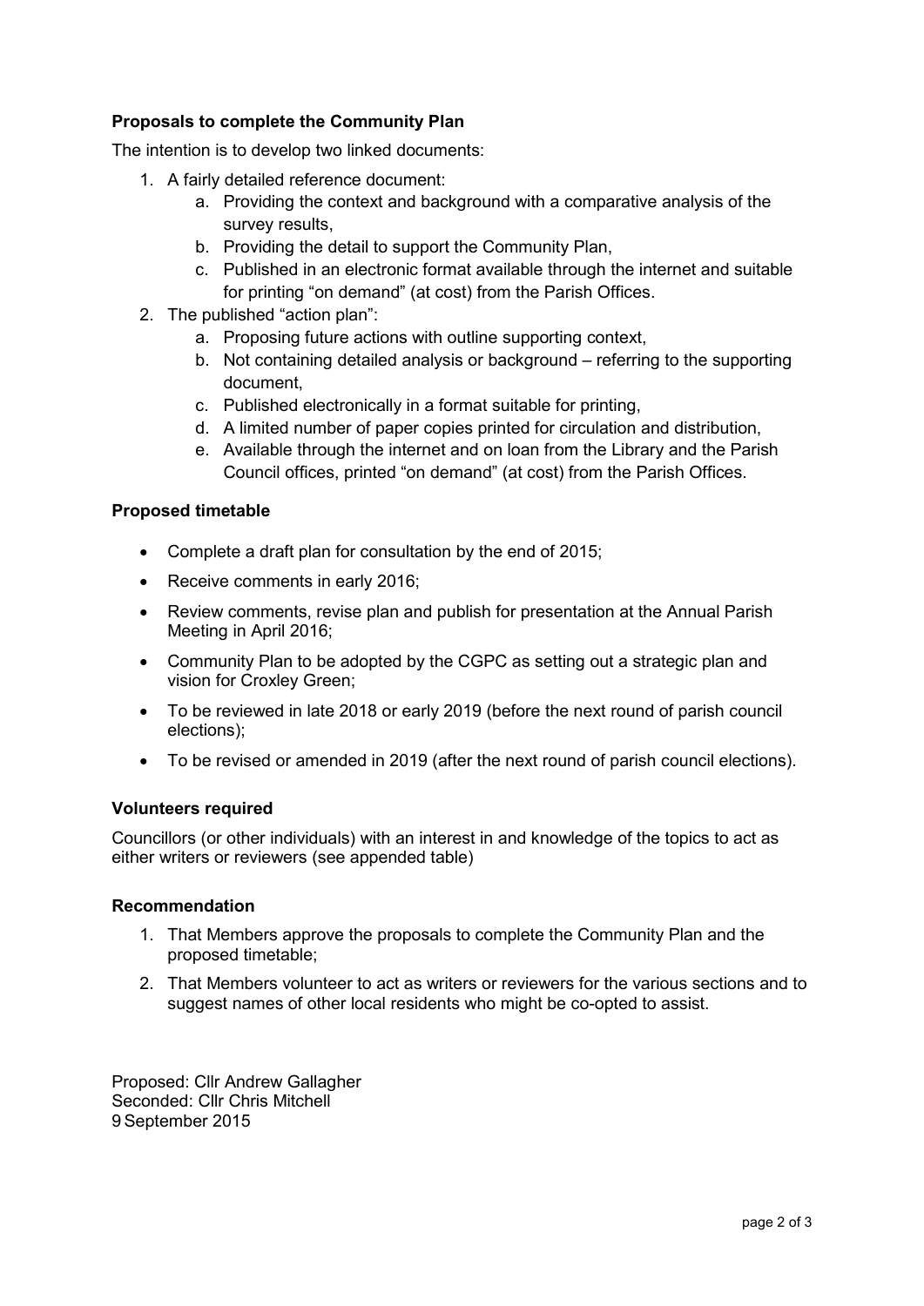**Proposals to complete the Community Plan**

The intention is to develop two linked documents:

1. A fairly detailed reference document:
    a. Providing the context and background with a comparative analysis of the survey results,
    b. Providing the detail to support the Community Plan,
    c. Published in an electronic format available through the internet and suitable for printing "on demand" (at cost) from the Parish Offices.
2. The published "action plan":
    a. Proposing future actions with outline supporting context,
    b. Not containing detailed analysis or background – referring to the supporting document,
    c. Published electronically in a format suitable for printing,
    d. A limited number of paper copies printed for circulation and distribution,
    e. Available through the internet and on loan from the Library and the Parish Council offices, printed "on demand" (at cost) from the Parish Offices.

**Proposed timetable**

- Complete a draft plan for consultation by the end of 2015;
- Receive comments in early 2016;
- Review comments, revise plan and publish for presentation at the Annual Parish Meeting in April 2016;
- Community Plan to be adopted by the CGPC as setting out a strategic plan and vision for Croxley Green;
- To be reviewed in late 2018 or early 2019 (before the next round of parish council elections);
- To be revised or amended in 2019 (after the next round of parish council elections).

**Volunteers required**

Councillors (or other individuals) with an interest in and knowledge of the topics to act as either writers or reviewers (see appended table)

**Recommendation**

1. That Members approve the proposals to complete the Community Plan and the proposed timetable;
2. That Members volunteer to act as writers or reviewers for the various sections and to suggest names of other local residents who might be co-opted to assist.

Proposed: Cllr Andrew Gallagher
Seconded: Cllr Chris Mitchell
9 September 2015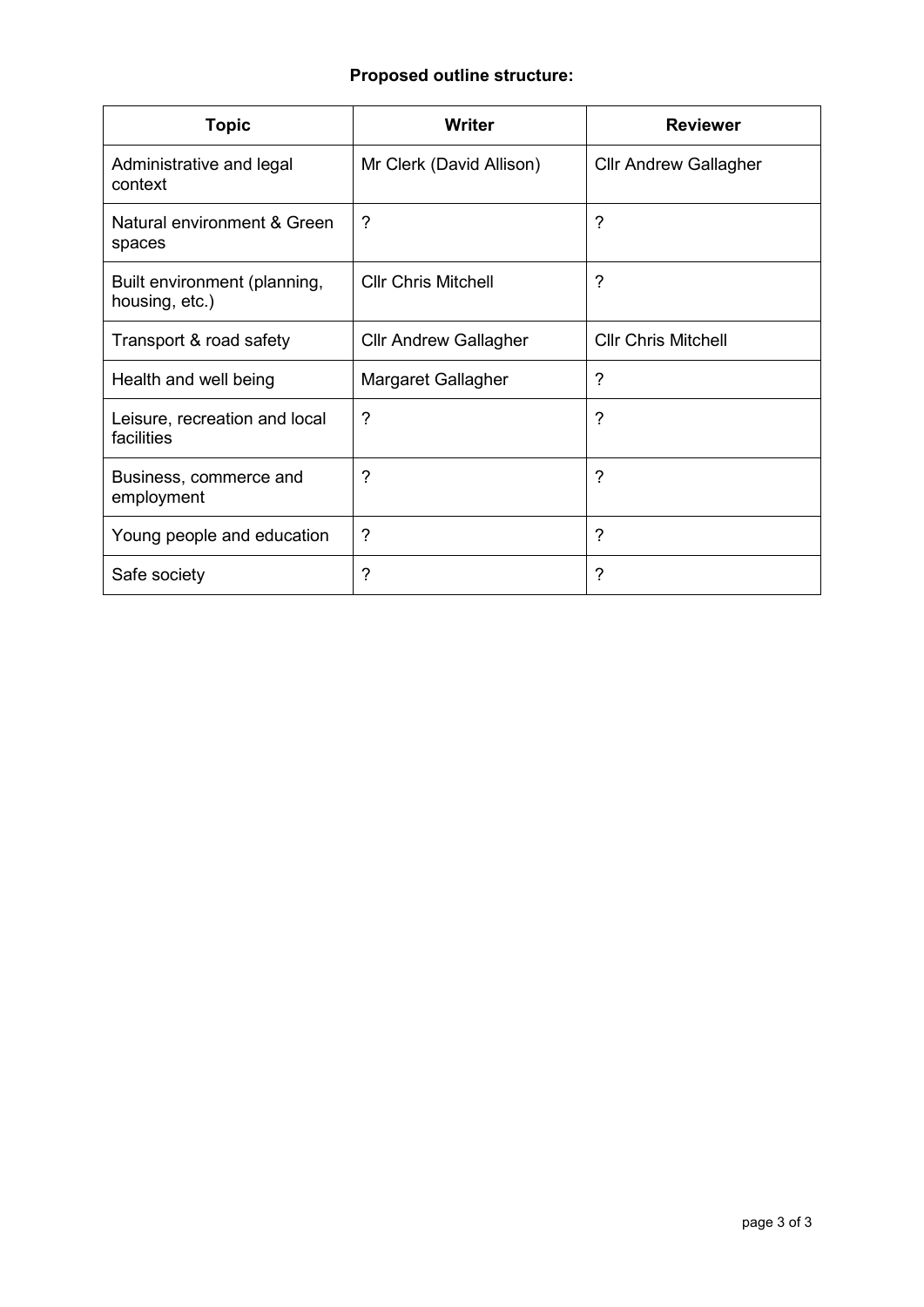**Proposed outline structure:**

| Topic | Writer | Reviewer |
|---|---|---|
| Administrative and legal context | Mr Clerk (David Allison) | Cllr Andrew Gallagher |
| Natural environment & Green spaces | ? | ? |
| Built environment (planning, housing, etc.) | Cllr Chris Mitchell | ? |
| Transport & road safety | Cllr Andrew Gallagher | Cllr Chris Mitchell |
| Health and well being | Margaret Gallagher | ? |
| Leisure, recreation and local facilities | ? | ? |
| Business, commerce and employment | ? | ? |
| Young people and education | ? | ? |
| Safe society | ? | ? |